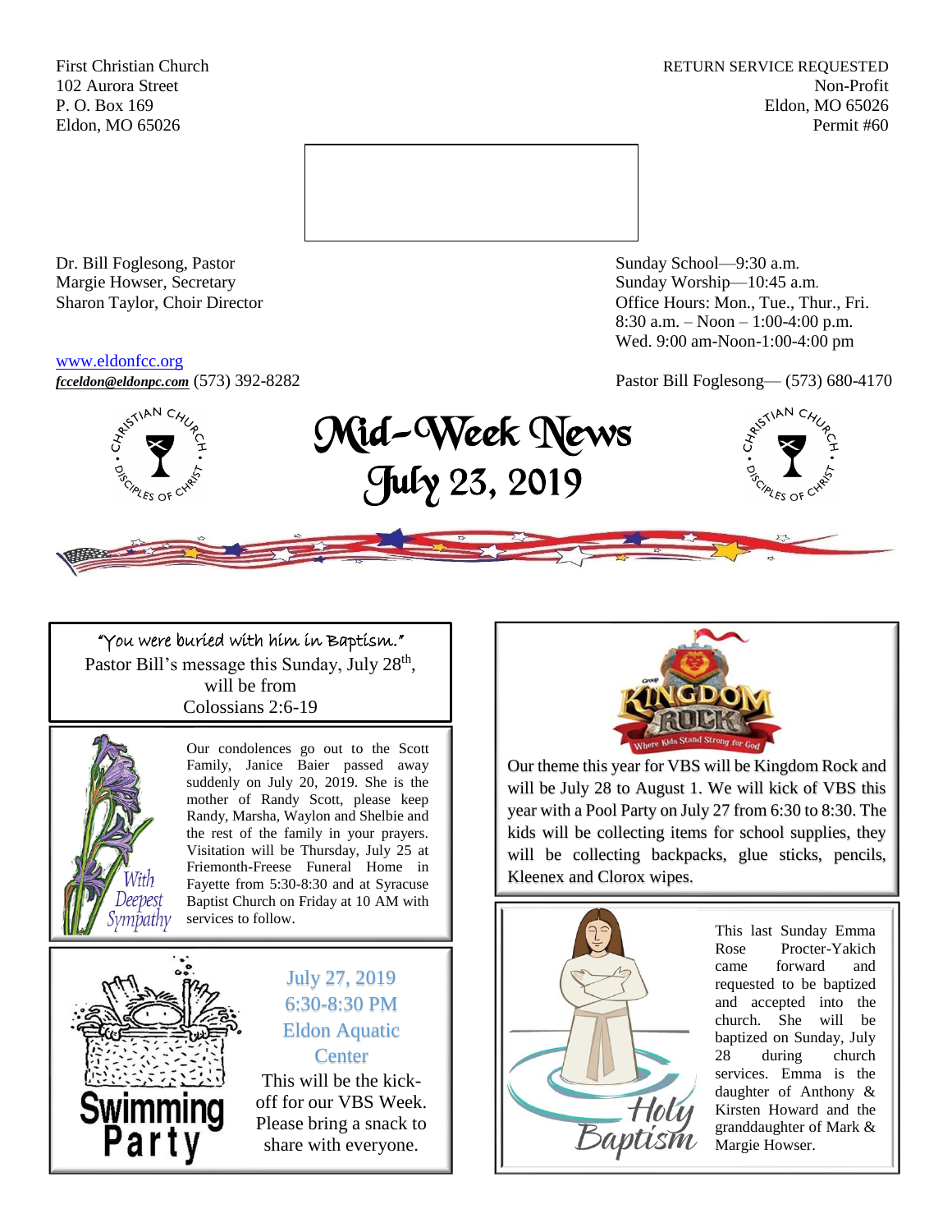First Christian Church
102 Aurora Street
P. O. Box 169
Eldon, MO 65026

RETURN SERVICE REQUESTED
Non-Profit
Eldon, MO 65026
Permit #60

Dr. Bill Foglesong, Pastor
Margie Howser, Secretary
Sharon Taylor, Choir Director

Sunday School—9:30 a.m.
Sunday Worship—10:45 a.m.
Office Hours: Mon., Tue., Thur., Fri.
8:30 a.m. – Noon – 1:00-4:00 p.m.
Wed. 9:00 am-Noon-1:00-4:00 pm

www.eldonfcc.org
***fcceldon@eldonpc.com*** (573) 392-8282

Pastor Bill Foglesong— (573) 680-4170

# Mid-Week News
# July 23, 2019

"You were buried with him in Baptism."
Pastor Bill's message this Sunday, July 28th, will be from
Colossians 2:6-19

*With Deepest Sympathy*

Our condolences go out to the Scott Family, Janice Baier passed away suddenly on July 20, 2019. She is the mother of Randy Scott, please keep Randy, Marsha, Waylon and Shelbie and the rest of the family in your prayers. Visitation will be Thursday, July 25 at Friemonth-Freese Funeral Home in Fayette from 5:30-8:30 and at Syracuse Baptist Church on Friday at 10 AM with services to follow.

**Swimming Party**

July 27, 2019
6:30-8:30 PM
Eldon Aquatic Center

This will be the kick-off for our VBS Week. Please bring a snack to share with everyone.

**Kingdom Rock** — Where Kids Stand Strong for God

Our theme this year for VBS will be Kingdom Rock and will be July 28 to August 1. We will kick of VBS this year with a Pool Party on July 27 from 6:30 to 8:30. The kids will be collecting items for school supplies, they will be collecting backpacks, glue sticks, pencils, Kleenex and Clorox wipes.

*Holy Baptism*

This last Sunday Emma Rose Procter-Yakich came forward and requested to be baptized and accepted into the church. She will be baptized on Sunday, July 28 during church services. Emma is the daughter of Anthony & Kirsten Howard and the granddaughter of Mark & Margie Howser.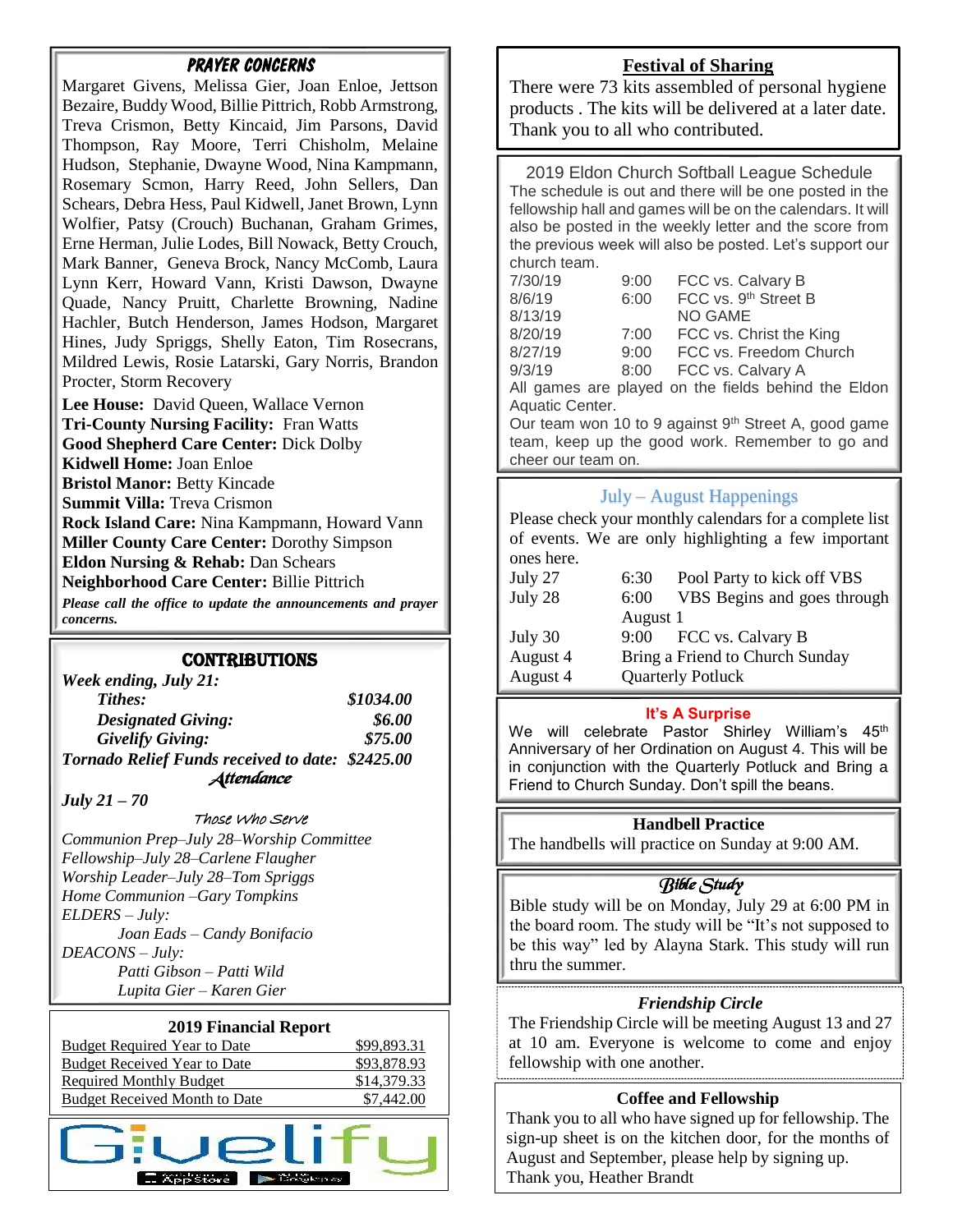## PRAYER CONCERNS

Margaret Givens, Melissa Gier, Joan Enloe, Jettson Bezaire, Buddy Wood, Billie Pittrich, Robb Armstrong, Treva Crismon, Betty Kincaid, Jim Parsons, David Thompson, Ray Moore, Terri Chisholm, Melaine Hudson, Stephanie, Dwayne Wood, Nina Kampmann, Rosemary Scmon, Harry Reed, John Sellers, Dan Schears, Debra Hess, Paul Kidwell, Janet Brown, Lynn Wolfier, Patsy (Crouch) Buchanan, Graham Grimes, Erne Herman, Julie Lodes, Bill Nowack, Betty Crouch, Mark Banner, Geneva Brock, Nancy McComb, Laura Lynn Kerr, Howard Vann, Kristi Dawson, Dwayne Quade, Nancy Pruitt, Charlette Browning, Nadine Hachler, Butch Henderson, James Hodson, Margaret Hines, Judy Spriggs, Shelly Eaton, Tim Rosecrans, Mildred Lewis, Rosie Latarski, Gary Norris, Brandon Procter, Storm Recovery

**Lee House:** David Queen, Wallace Vernon
**Tri-County Nursing Facility:** Fran Watts
**Good Shepherd Care Center:** Dick Dolby
**Kidwell Home:** Joan Enloe
**Bristol Manor:** Betty Kincade
**Summit Villa:** Treva Crismon
**Rock Island Care:** Nina Kampmann, Howard Vann
**Miller County Care Center:** Dorothy Simpson
**Eldon Nursing & Rehab:** Dan Schears
**Neighborhood Care Center:** Billie Pittrich

***Please call the office to update the announcements and prayer concerns.***

## CONTRIBUTIONS

***Week ending, July 21:***

| | |
|---|---|
| ***Tithes:*** | ***$1034.00*** |
| ***Designated Giving:*** | ***$6.00*** |
| ***Givelify Giving:*** | ***$75.00*** |
| ***Tornado Relief Funds received to date:*** | ***$2425.00*** |

### *Attendance*

***July 21 – 70***

*Those Who Serve*

*Communion Prep–July 28–Worship Committee*
*Fellowship–July 28–Carlene Flaugher*
*Worship Leader–July 28–Tom Spriggs*
*Home Communion –Gary Tompkins*
*ELDERS – July:*
*Joan Eads – Candy Bonifacio*
*DEACONS – July:*
*Patti Gibson – Patti Wild*
*Lupita Gier – Karen Gier*

### 2019 Financial Report

| | |
|---|---|
| Budget Required Year to Date | $99,893.31 |
| Budget Received Year to Date | $93,878.93 |
| Required Monthly Budget | $14,379.33 |
| Budget Received Month to Date | $7,442.00 |

Givelify

## Festival of Sharing

There were 73 kits assembled of personal hygiene products . The kits will be delivered at a later date. Thank you to all who contributed.

## 2019 Eldon Church Softball League Schedule

The schedule is out and there will be one posted in the fellowship hall and games will be on the calendars. It will also be posted in the weekly letter and the score from the previous week will also be posted. Let's support our church team.

| | | |
|---|---|---|
| 7/30/19 | 9:00 | FCC vs. Calvary B |
| 8/6/19 | 6:00 | FCC vs. 9th Street B |
| 8/13/19 | | NO GAME |
| 8/20/19 | 7:00 | FCC vs. Christ the King |
| 8/27/19 | 9:00 | FCC vs. Freedom Church |
| 9/3/19 | 8:00 | FCC vs. Calvary A |

All games are played on the fields behind the Eldon Aquatic Center.

Our team won 10 to 9 against 9th Street A, good game team, keep up the good work. Remember to go and cheer our team on.

## July – August Happenings

Please check your monthly calendars for a complete list of events. We are only highlighting a few important ones here.

| | | |
|---|---|---|
| July 27 | 6:30 | Pool Party to kick off VBS |
| July 28 | 6:00 | VBS Begins and goes through August 1 |
| July 30 | 9:00 | FCC vs. Calvary B |
| August 4 | | Bring a Friend to Church Sunday |
| August 4 | | Quarterly Potluck |

## It's A Surprise

We will celebrate Pastor Shirley William's 45th Anniversary of her Ordination on August 4. This will be in conjunction with the Quarterly Potluck and Bring a Friend to Church Sunday. Don't spill the beans.

## Handbell Practice

The handbells will practice on Sunday at 9:00 AM.

## *Bible Study*

Bible study will be on Monday, July 29 at 6:00 PM in the board room. The study will be "It's not supposed to be this way" led by Alayna Stark. This study will run thru the summer.

## *Friendship Circle*

The Friendship Circle will be meeting August 13 and 27 at 10 am. Everyone is welcome to come and enjoy fellowship with one another.

## Coffee and Fellowship

Thank you to all who have signed up for fellowship. The sign-up sheet is on the kitchen door, for the months of August and September, please help by signing up.
Thank you, Heather Brandt